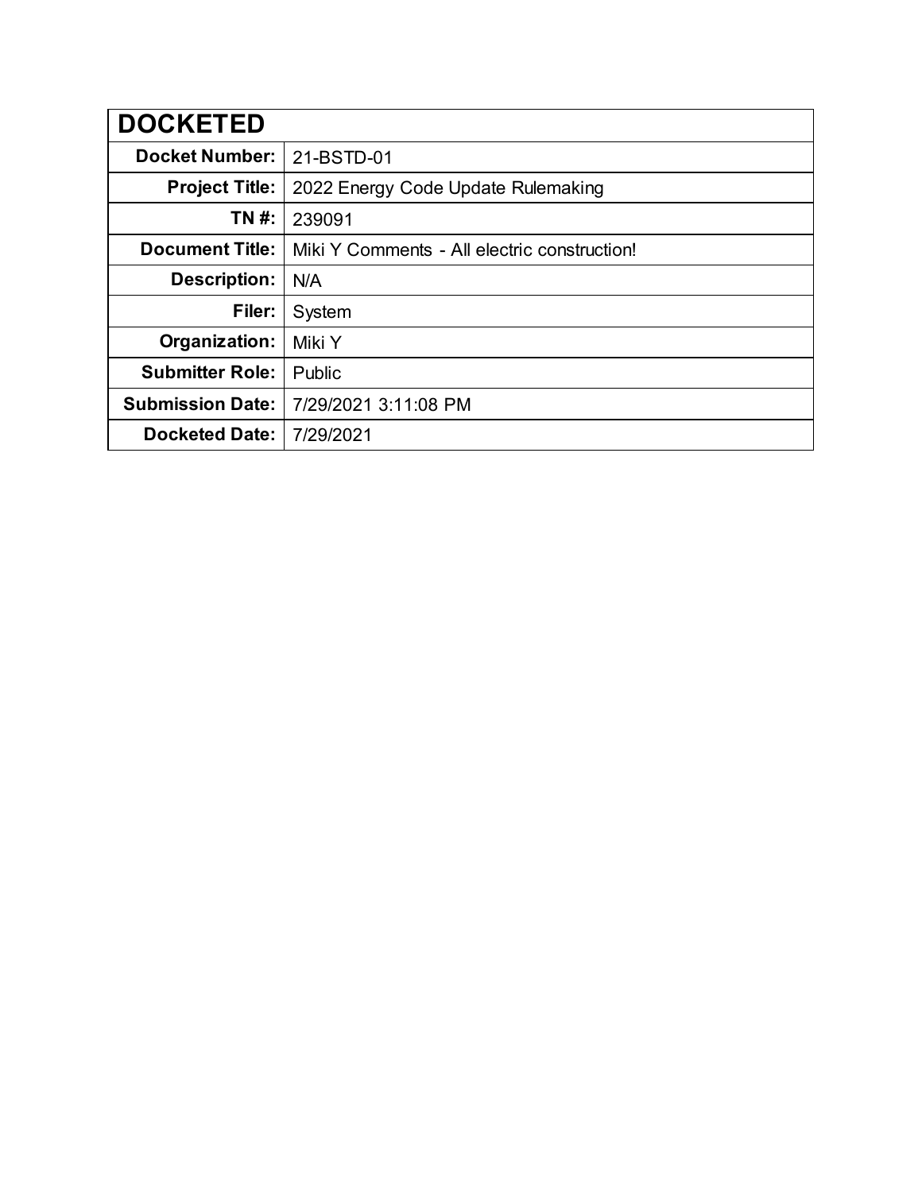| DOCKETED | |
|---|---|
| **Docket Number:** | 21-BSTD-01 |
| **Project Title:** | 2022 Energy Code Update Rulemaking |
| **TN #:** | 239091 |
| **Document Title:** | Miki Y Comments - All electric construction! |
| **Description:** | N/A |
| **Filer:** | System |
| **Organization:** | Miki Y |
| **Submitter Role:** | Public |
| **Submission Date:** | 7/29/2021 3:11:08 PM |
| **Docketed Date:** | 7/29/2021 |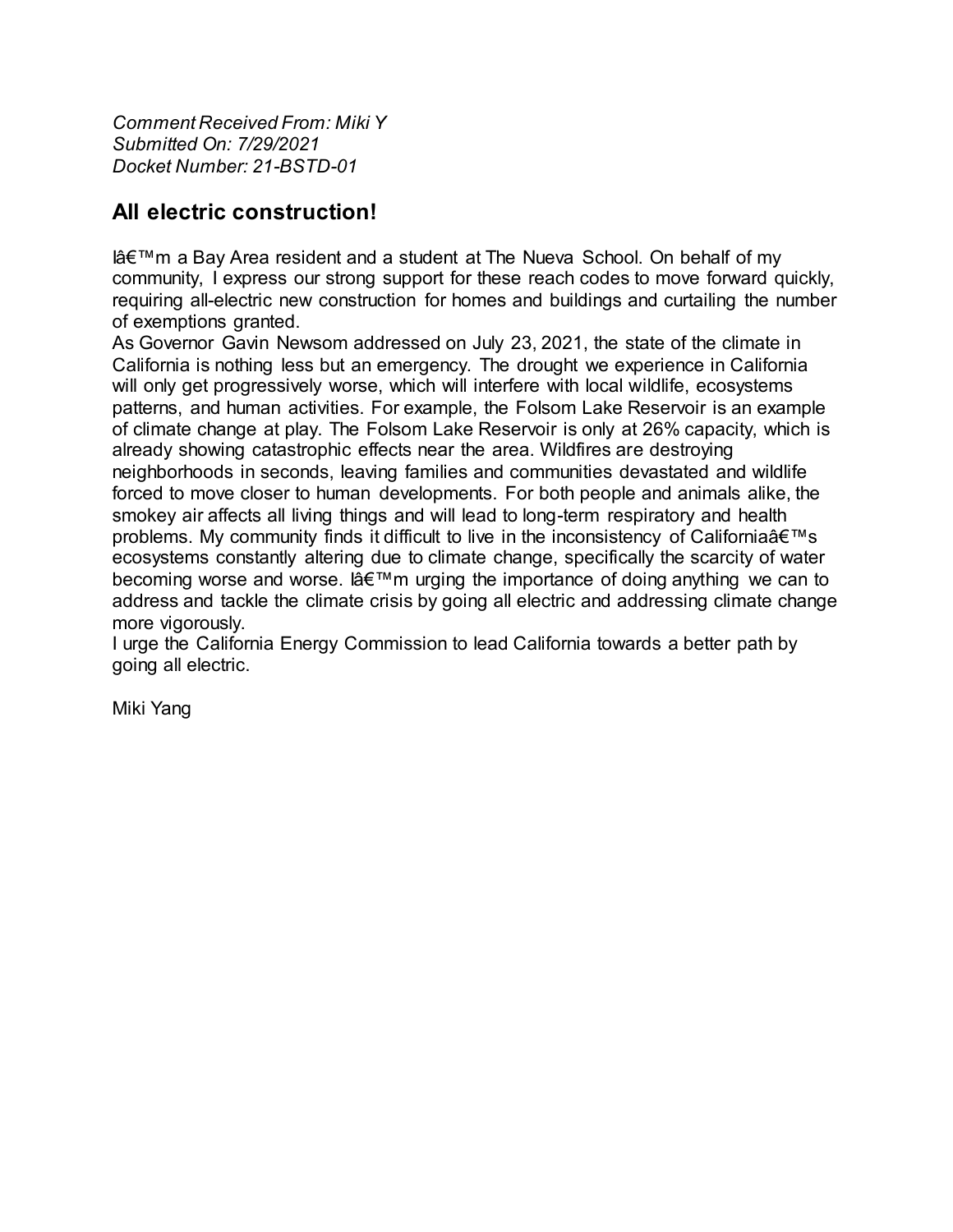*Comment Received From: Miki Y*
*Submitted On: 7/29/2021*
*Docket Number: 21-BSTD-01*

## All electric construction!

Iâ€™m a Bay Area resident and a student at The Nueva School. On behalf of my community, I express our strong support for these reach codes to move forward quickly, requiring all-electric new construction for homes and buildings and curtailing the number of exemptions granted.

As Governor Gavin Newsom addressed on July 23, 2021, the state of the climate in California is nothing less but an emergency. The drought we experience in California will only get progressively worse, which will interfere with local wildlife, ecosystems patterns, and human activities. For example, the Folsom Lake Reservoir is an example of climate change at play. The Folsom Lake Reservoir is only at 26% capacity, which is already showing catastrophic effects near the area. Wildfires are destroying neighborhoods in seconds, leaving families and communities devastated and wildlife forced to move closer to human developments. For both people and animals alike, the smokey air affects all living things and will lead to long-term respiratory and health problems. My community finds it difficult to live in the inconsistency of Californiaâ€™s ecosystems constantly altering due to climate change, specifically the scarcity of water becoming worse and worse. Iâ€™m urging the importance of doing anything we can to address and tackle the climate crisis by going all electric and addressing climate change more vigorously.

I urge the California Energy Commission to lead California towards a better path by going all electric.

Miki Yang